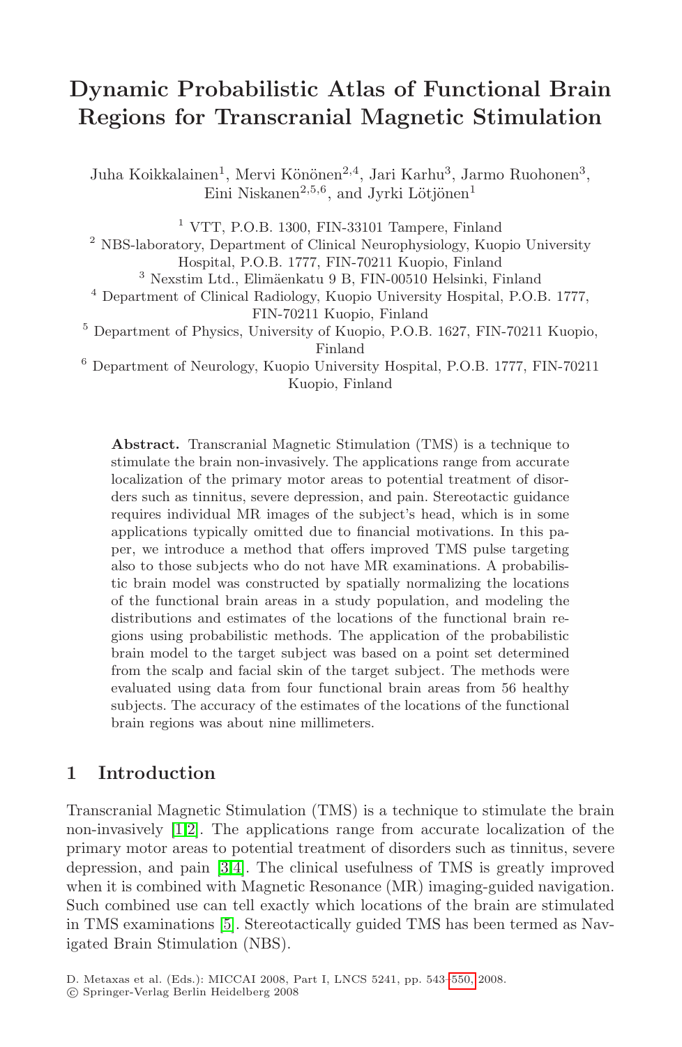# Dynamic Probabilistic Atlas of Functional Brain Regions for Transcranial Magnetic Stimulation

Juha Koikkalainen[1], Mervi Könönen[2,4], Jari Karhu[3], Jarmo Ruohonen[3], Eini Niskanen[2,5,6], and Jyrki Lötjönen[1]

[1] VTT, P.O.B. 1300, FIN-33101 Tampere, Finland
[2] NBS-laboratory, Department of Clinical Neurophysiology, Kuopio University Hospital, P.O.B. 1777, FIN-70211 Kuopio, Finland
[3] Nexstim Ltd., Elimäenkatu 9 B, FIN-00510 Helsinki, Finland
[4] Department of Clinical Radiology, Kuopio University Hospital, P.O.B. 1777, FIN-70211 Kuopio, Finland
[5] Department of Physics, University of Kuopio, P.O.B. 1627, FIN-70211 Kuopio, Finland
[6] Department of Neurology, Kuopio University Hospital, P.O.B. 1777, FIN-70211 Kuopio, Finland

**Abstract.** Transcranial Magnetic Stimulation (TMS) is a technique to stimulate the brain non-invasively. The applications range from accurate localization of the primary motor areas to potential treatment of disorders such as tinnitus, severe depression, and pain. Stereotactic guidance requires individual MR images of the subject's head, which is in some applications typically omitted due to financial motivations. In this paper, we introduce a method that offers improved TMS pulse targeting also to those subjects who do not have MR examinations. A probabilistic brain model was constructed by spatially normalizing the locations of the functional brain areas in a study population, and modeling the distributions and estimates of the locations of the functional brain regions using probabilistic methods. The application of the probabilistic brain model to the target subject was based on a point set determined from the scalp and facial skin of the target subject. The methods were evaluated using data from four functional brain areas from 56 healthy subjects. The accuracy of the estimates of the locations of the functional brain regions was about nine millimeters.

## 1 Introduction

Transcranial Magnetic Stimulation (TMS) is a technique to stimulate the brain non-invasively [1,2]. The applications range from accurate localization of the primary motor areas to potential treatment of disorders such as tinnitus, severe depression, and pain [3,4]. The clinical usefulness of TMS is greatly improved when it is combined with Magnetic Resonance (MR) imaging-guided navigation. Such combined use can tell exactly which locations of the brain are stimulated in TMS examinations [5]. Stereotactically guided TMS has been termed as Navigated Brain Stimulation (NBS).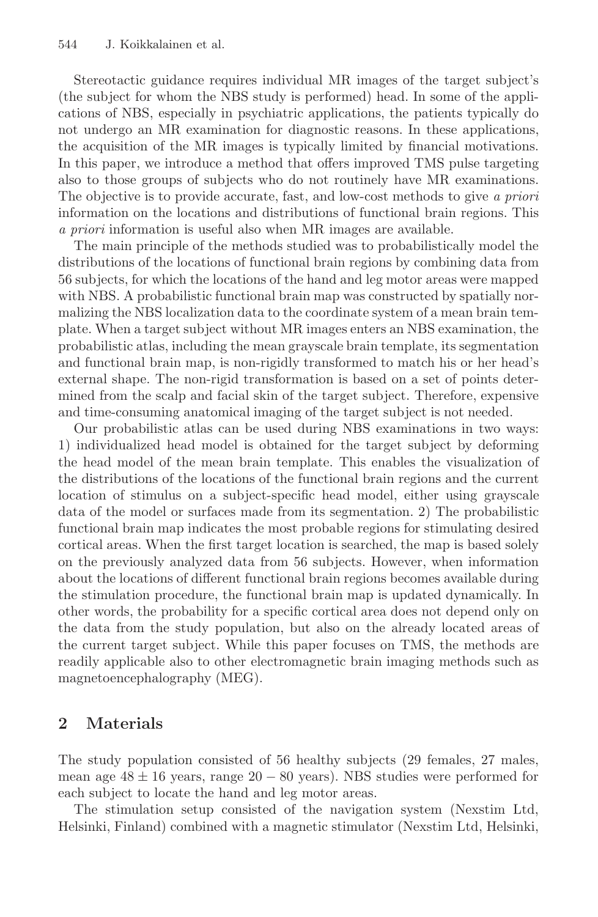Stereotactic guidance requires individual MR images of the target subject's (the subject for whom the NBS study is performed) head. In some of the applications of NBS, especially in psychiatric applications, the patients typically do not undergo an MR examination for diagnostic reasons. In these applications, the acquisition of the MR images is typically limited by financial motivations. In this paper, we introduce a method that offers improved TMS pulse targeting also to those groups of subjects who do not routinely have MR examinations. The objective is to provide accurate, fast, and low-cost methods to give *a priori* information on the locations and distributions of functional brain regions. This *a priori* information is useful also when MR images are available.

The main principle of the methods studied was to probabilistically model the distributions of the locations of functional brain regions by combining data from 56 subjects, for which the locations of the hand and leg motor areas were mapped with NBS. A probabilistic functional brain map was constructed by spatially normalizing the NBS localization data to the coordinate system of a mean brain template. When a target subject without MR images enters an NBS examination, the probabilistic atlas, including the mean grayscale brain template, its segmentation and functional brain map, is non-rigidly transformed to match his or her head's external shape. The non-rigid transformation is based on a set of points determined from the scalp and facial skin of the target subject. Therefore, expensive and time-consuming anatomical imaging of the target subject is not needed.

Our probabilistic atlas can be used during NBS examinations in two ways: 1) individualized head model is obtained for the target subject by deforming the head model of the mean brain template. This enables the visualization of the distributions of the locations of the functional brain regions and the current location of stimulus on a subject-specific head model, either using grayscale data of the model or surfaces made from its segmentation. 2) The probabilistic functional brain map indicates the most probable regions for stimulating desired cortical areas. When the first target location is searched, the map is based solely on the previously analyzed data from 56 subjects. However, when information about the locations of different functional brain regions becomes available during the stimulation procedure, the functional brain map is updated dynamically. In other words, the probability for a specific cortical area does not depend only on the data from the study population, but also on the already located areas of the current target subject. While this paper focuses on TMS, the methods are readily applicable also to other electromagnetic brain imaging methods such as magnetoencephalography (MEG).

## 2 Materials

The study population consisted of 56 healthy subjects (29 females, 27 males, mean age $48 \pm 16$ years, range $20 - 80$ years). NBS studies were performed for each subject to locate the hand and leg motor areas.

The stimulation setup consisted of the navigation system (Nexstim Ltd, Helsinki, Finland) combined with a magnetic stimulator (Nexstim Ltd, Helsinki,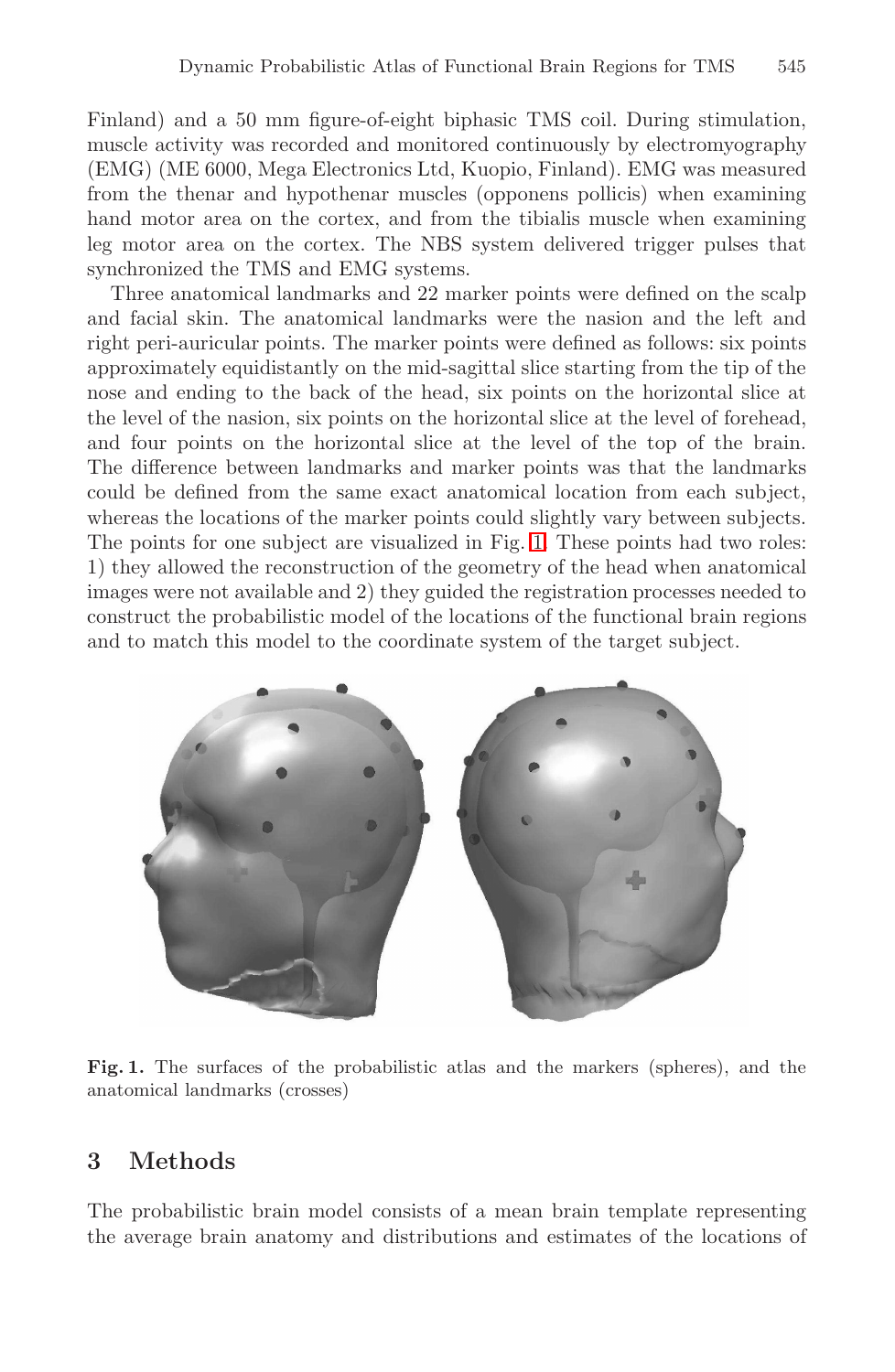Finland) and a 50 mm figure-of-eight biphasic TMS coil. During stimulation, muscle activity was recorded and monitored continuously by electromyography (EMG) (ME 6000, Mega Electronics Ltd, Kuopio, Finland). EMG was measured from the thenar and hypothenar muscles (opponens pollicis) when examining hand motor area on the cortex, and from the tibialis muscle when examining leg motor area on the cortex. The NBS system delivered trigger pulses that synchronized the TMS and EMG systems.

Three anatomical landmarks and 22 marker points were defined on the scalp and facial skin. The anatomical landmarks were the nasion and the left and right peri-auricular points. The marker points were defined as follows: six points approximately equidistantly on the mid-sagittal slice starting from the tip of the nose and ending to the back of the head, six points on the horizontal slice at the level of the nasion, six points on the horizontal slice at the level of forehead, and four points on the horizontal slice at the level of the top of the brain. The difference between landmarks and marker points was that the landmarks could be defined from the same exact anatomical location from each subject, whereas the locations of the marker points could slightly vary between subjects. The points for one subject are visualized in Fig. 1. These points had two roles: 1) they allowed the reconstruction of the geometry of the head when anatomical images were not available and 2) they guided the registration processes needed to construct the probabilistic model of the locations of the functional brain regions and to match this model to the coordinate system of the target subject.

**Fig. 1.** The surfaces of the probabilistic atlas and the markers (spheres), and the anatomical landmarks (crosses)

## 3 Methods

The probabilistic brain model consists of a mean brain template representing the average brain anatomy and distributions and estimates of the locations of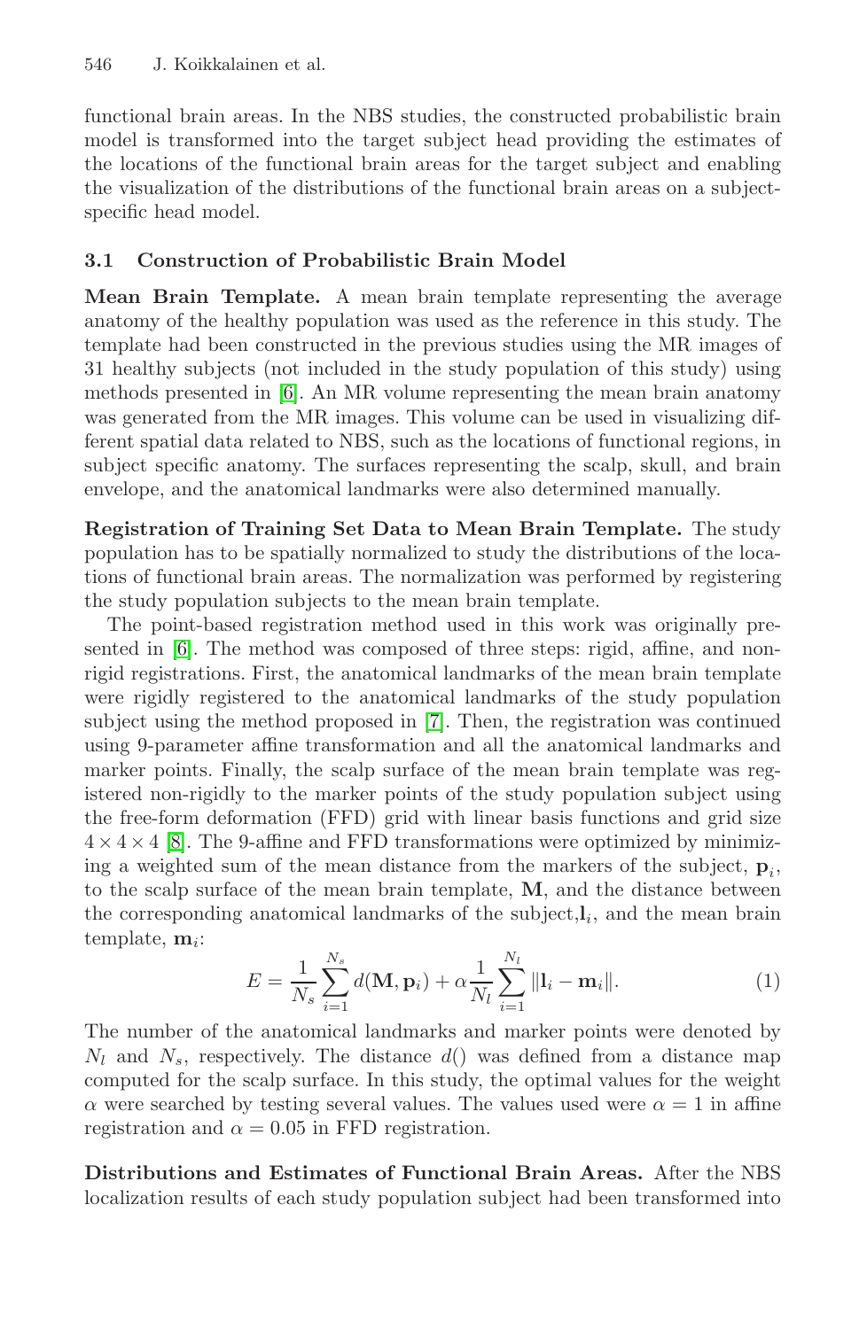functional brain areas. In the NBS studies, the constructed probabilistic brain model is transformed into the target subject head providing the estimates of the locations of the functional brain areas for the target subject and enabling the visualization of the distributions of the functional brain areas on a subject-specific head model.

### 3.1 Construction of Probabilistic Brain Model

**Mean Brain Template.** A mean brain template representing the average anatomy of the healthy population was used as the reference in this study. The template had been constructed in the previous studies using the MR images of 31 healthy subjects (not included in the study population of this study) using methods presented in [6]. An MR volume representing the mean brain anatomy was generated from the MR images. This volume can be used in visualizing different spatial data related to NBS, such as the locations of functional regions, in subject specific anatomy. The surfaces representing the scalp, skull, and brain envelope, and the anatomical landmarks were also determined manually.

**Registration of Training Set Data to Mean Brain Template.** The study population has to be spatially normalized to study the distributions of the locations of functional brain areas. The normalization was performed by registering the study population subjects to the mean brain template.

The point-based registration method used in this work was originally presented in [6]. The method was composed of three steps: rigid, affine, and non-rigid registrations. First, the anatomical landmarks of the mean brain template were rigidly registered to the anatomical landmarks of the study population subject using the method proposed in [7]. Then, the registration was continued using 9-parameter affine transformation and all the anatomical landmarks and marker points. Finally, the scalp surface of the mean brain template was registered non-rigidly to the marker points of the study population subject using the free-form deformation (FFD) grid with linear basis functions and grid size $4 \times 4 \times 4$ [8]. The 9-affine and FFD transformations were optimized by minimizing a weighted sum of the mean distance from the markers of the subject, $\mathbf{p}_i$, to the scalp surface of the mean brain template, $\mathbf{M}$, and the distance between the corresponding anatomical landmarks of the subject, $\mathbf{l}_i$, and the mean brain template, $\mathbf{m}_i$:

$$E = \frac{1}{N_s}\sum_{i=1}^{N_s} d(\mathbf{M}, \mathbf{p}_i) + \alpha \frac{1}{N_l}\sum_{i=1}^{N_l} \|\mathbf{l}_i - \mathbf{m}_i\|. \tag{1}$$

The number of the anatomical landmarks and marker points were denoted by $N_l$ and $N_s$, respectively. The distance $d()$ was defined from a distance map computed for the scalp surface. In this study, the optimal values for the weight $\alpha$ were searched by testing several values. The values used were $\alpha = 1$ in affine registration and $\alpha = 0.05$ in FFD registration.

**Distributions and Estimates of Functional Brain Areas.** After the NBS localization results of each study population subject had been transformed into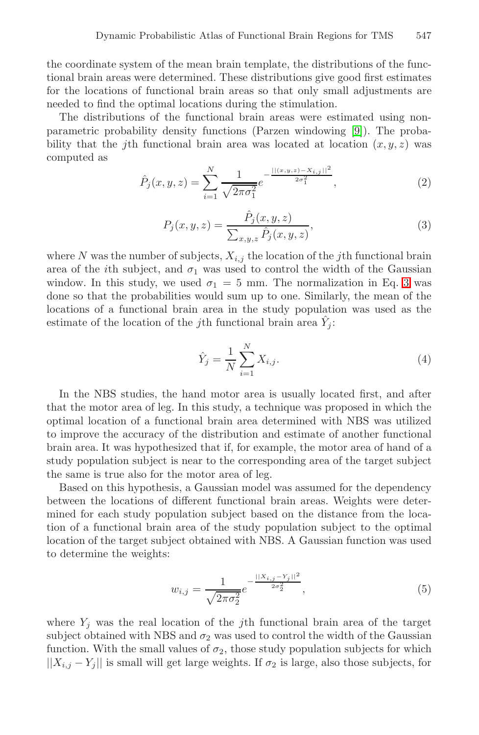the coordinate system of the mean brain template, the distributions of the functional brain areas were determined. These distributions give good first estimates for the locations of functional brain areas so that only small adjustments are needed to find the optimal locations during the stimulation.

The distributions of the functional brain areas were estimated using non-parametric probability density functions (Parzen windowing [9]). The probability that the $j$th functional brain area was located at location $(x, y, z)$ was computed as

$$\hat{P}_j(x, y, z) = \sum_{i=1}^{N} \frac{1}{\sqrt{2\pi\sigma_1^2}} e^{-\frac{||(x,y,z)-X_{i,j}||^2}{2\sigma_1^2}}, \tag{2}$$

$$P_j(x, y, z) = \frac{\hat{P}_j(x, y, z)}{\sum_{x,y,z} \hat{P}_j(x, y, z)}, \tag{3}$$

where $N$ was the number of subjects, $X_{i,j}$ the location of the $j$th functional brain area of the $i$th subject, and $\sigma_1$ was used to control the width of the Gaussian window. In this study, we used $\sigma_1 = 5$ mm. The normalization in Eq. 3 was done so that the probabilities would sum up to one. Similarly, the mean of the locations of a functional brain area in the study population was used as the estimate of the location of the $j$th functional brain area $\hat{Y}_j$:

$$\hat{Y}_j = \frac{1}{N} \sum_{i=1}^{N} X_{i,j}. \tag{4}$$

In the NBS studies, the hand motor area is usually located first, and after that the motor area of leg. In this study, a technique was proposed in which the optimal location of a functional brain area determined with NBS was utilized to improve the accuracy of the distribution and estimate of another functional brain area. It was hypothesized that if, for example, the motor area of hand of a study population subject is near to the corresponding area of the target subject the same is true also for the motor area of leg.

Based on this hypothesis, a Gaussian model was assumed for the dependency between the locations of different functional brain areas. Weights were determined for each study population subject based on the distance from the location of a functional brain area of the study population subject to the optimal location of the target subject obtained with NBS. A Gaussian function was used to determine the weights:

$$w_{i,j} = \frac{1}{\sqrt{2\pi\sigma_2^2}} e^{-\frac{||X_{i,j}-Y_j||^2}{2\sigma_2^2}}, \tag{5}$$

where $Y_j$ was the real location of the $j$th functional brain area of the target subject obtained with NBS and $\sigma_2$ was used to control the width of the Gaussian function. With the small values of $\sigma_2$, those study population subjects for which $||X_{i,j} - Y_j||$ is small will get large weights. If $\sigma_2$ is large, also those subjects, for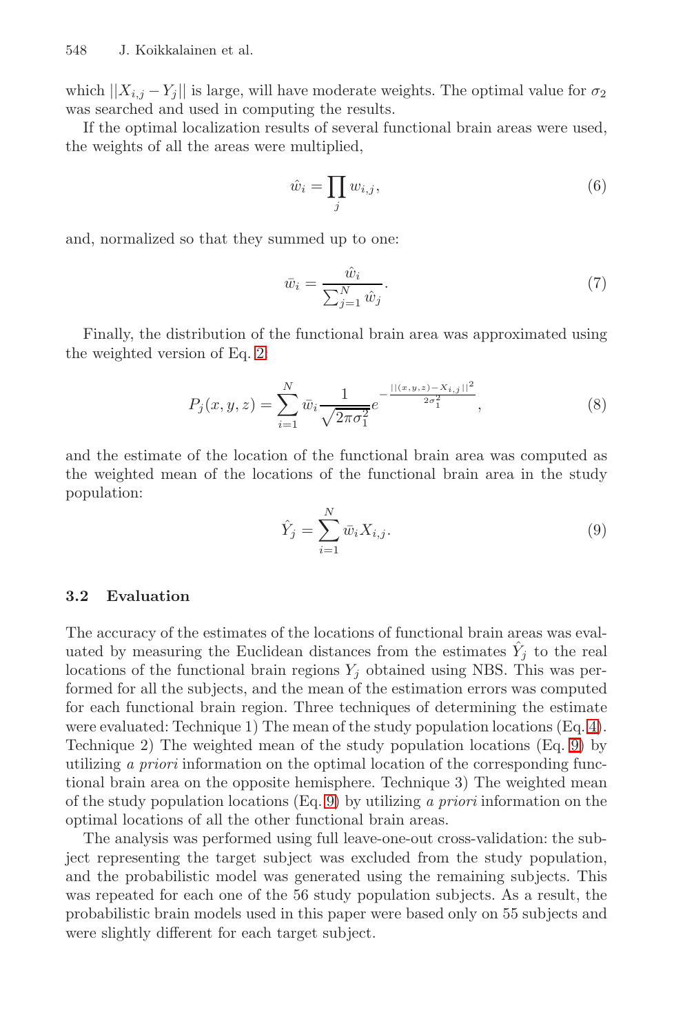which $||X_{i,j} - Y_j||$ is large, will have moderate weights. The optimal value for $\sigma_2$ was searched and used in computing the results.

If the optimal localization results of several functional brain areas were used, the weights of all the areas were multiplied,

$$\hat{w}_i = \prod_j w_{i,j}, \tag{6}$$

and, normalized so that they summed up to one:

$$\bar{w}_i = \frac{\hat{w}_i}{\sum_{j=1}^{N} \hat{w}_j}. \tag{7}$$

Finally, the distribution of the functional brain area was approximated using the weighted version of Eq. 2:

$$P_j(x, y, z) = \sum_{i=1}^{N} \bar{w}_i \frac{1}{\sqrt{2\pi\sigma_1^2}} e^{-\frac{||(x,y,z) - X_{i,j}||^2}{2\sigma_1^2}}, \tag{8}$$

and the estimate of the location of the functional brain area was computed as the weighted mean of the locations of the functional brain area in the study population:

$$\hat{Y}_j = \sum_{i=1}^{N} \bar{w}_i X_{i,j}. \tag{9}$$

### 3.2 Evaluation

The accuracy of the estimates of the locations of functional brain areas was evaluated by measuring the Euclidean distances from the estimates $\hat{Y}_j$ to the real locations of the functional brain regions $Y_j$ obtained using NBS. This was performed for all the subjects, and the mean of the estimation errors was computed for each functional brain region. Three techniques of determining the estimate were evaluated: Technique 1) The mean of the study population locations (Eq. 4). Technique 2) The weighted mean of the study population locations (Eq. 9) by utilizing *a priori* information on the optimal location of the corresponding functional brain area on the opposite hemisphere. Technique 3) The weighted mean of the study population locations (Eq. 9) by utilizing *a priori* information on the optimal locations of all the other functional brain areas.

The analysis was performed using full leave-one-out cross-validation: the subject representing the target subject was excluded from the study population, and the probabilistic model was generated using the remaining subjects. This was repeated for each one of the 56 study population subjects. As a result, the probabilistic brain models used in this paper were based only on 55 subjects and were slightly different for each target subject.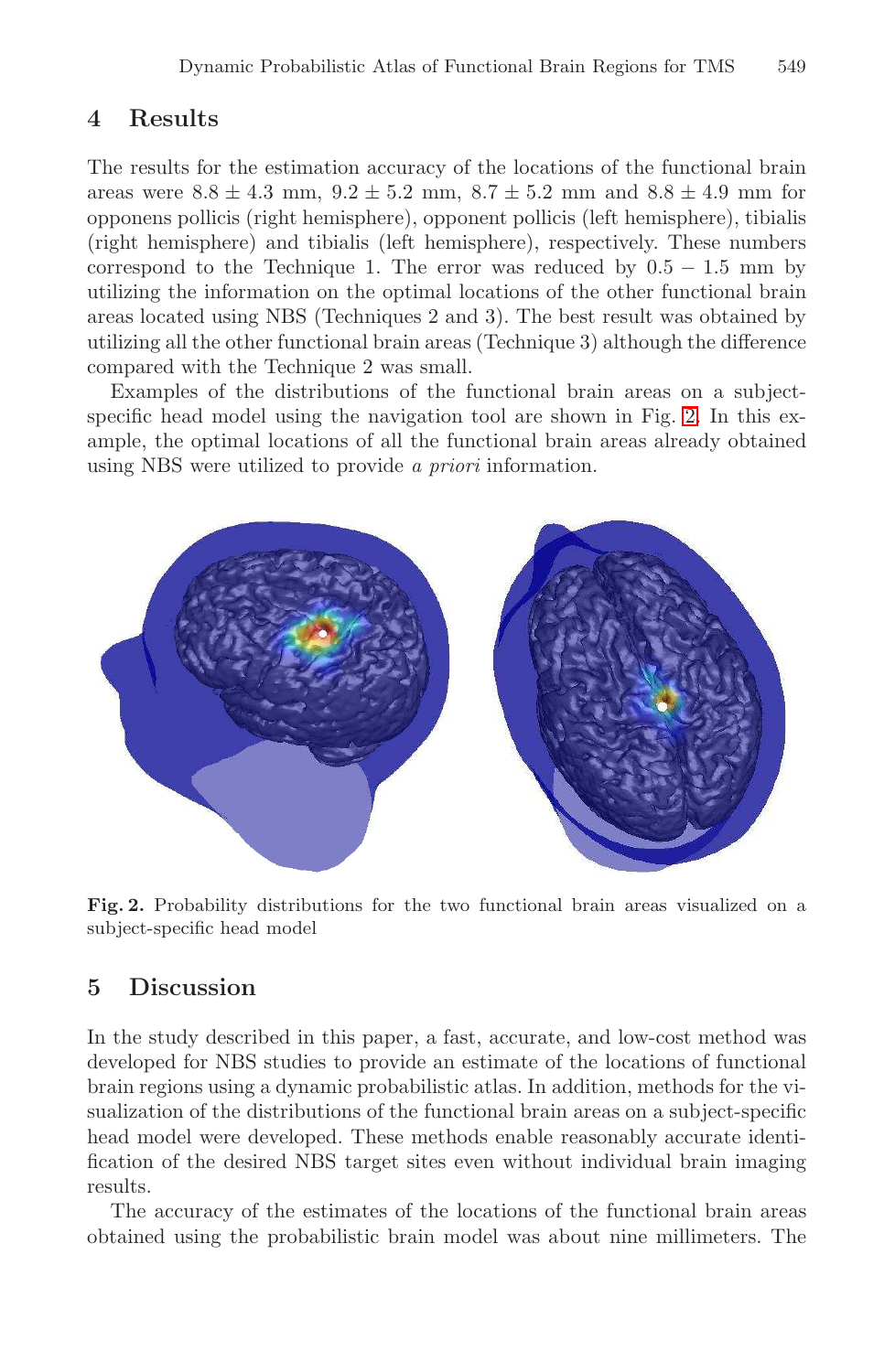## 4 Results

The results for the estimation accuracy of the locations of the functional brain areas were $8.8 \pm 4.3$ mm, $9.2 \pm 5.2$ mm, $8.7 \pm 5.2$ mm and $8.8 \pm 4.9$ mm for opponens pollicis (right hemisphere), opponent pollicis (left hemisphere), tibialis (right hemisphere) and tibialis (left hemisphere), respectively. These numbers correspond to the Technique 1. The error was reduced by $0.5 - 1.5$ mm by utilizing the information on the optimal locations of the other functional brain areas located using NBS (Techniques 2 and 3). The best result was obtained by utilizing all the other functional brain areas (Technique 3) although the difference compared with the Technique 2 was small.

Examples of the distributions of the functional brain areas on a subject-specific head model using the navigation tool are shown in Fig. 2. In this example, the optimal locations of all the functional brain areas already obtained using NBS were utilized to provide *a priori* information.

**Fig. 2.** Probability distributions for the two functional brain areas visualized on a subject-specific head model

## 5 Discussion

In the study described in this paper, a fast, accurate, and low-cost method was developed for NBS studies to provide an estimate of the locations of functional brain regions using a dynamic probabilistic atlas. In addition, methods for the visualization of the distributions of the functional brain areas on a subject-specific head model were developed. These methods enable reasonably accurate identification of the desired NBS target sites even without individual brain imaging results.

The accuracy of the estimates of the locations of the functional brain areas obtained using the probabilistic brain model was about nine millimeters. The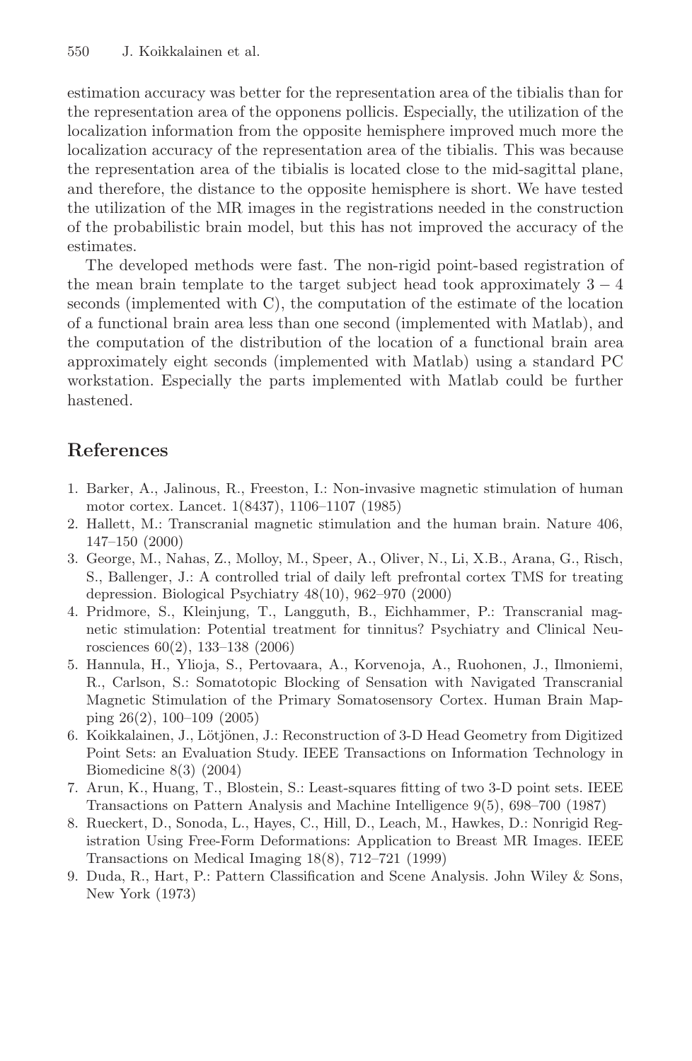estimation accuracy was better for the representation area of the tibialis than for the representation area of the opponens pollicis. Especially, the utilization of the localization information from the opposite hemisphere improved much more the localization accuracy of the representation area of the tibialis. This was because the representation area of the tibialis is located close to the mid-sagittal plane, and therefore, the distance to the opposite hemisphere is short. We have tested the utilization of the MR images in the registrations needed in the construction of the probabilistic brain model, but this has not improved the accuracy of the estimates.

The developed methods were fast. The non-rigid point-based registration of the mean brain template to the target subject head took approximately $3 - 4$ seconds (implemented with C), the computation of the estimate of the location of a functional brain area less than one second (implemented with Matlab), and the computation of the distribution of the location of a functional brain area approximately eight seconds (implemented with Matlab) using a standard PC workstation. Especially the parts implemented with Matlab could be further hastened.

## References

1. Barker, A., Jalinous, R., Freeston, I.: Non-invasive magnetic stimulation of human motor cortex. Lancet. 1(8437), 1106–1107 (1985)
2. Hallett, M.: Transcranial magnetic stimulation and the human brain. Nature 406, 147–150 (2000)
3. George, M., Nahas, Z., Molloy, M., Speer, A., Oliver, N., Li, X.B., Arana, G., Risch, S., Ballenger, J.: A controlled trial of daily left prefrontal cortex TMS for treating depression. Biological Psychiatry 48(10), 962–970 (2000)
4. Pridmore, S., Kleinjung, T., Langguth, B., Eichhammer, P.: Transcranial magnetic stimulation: Potential treatment for tinnitus? Psychiatry and Clinical Neurosciences 60(2), 133–138 (2006)
5. Hannula, H., Ylioja, S., Pertovaara, A., Korvenoja, A., Ruohonen, J., Ilmoniemi, R., Carlson, S.: Somatotopic Blocking of Sensation with Navigated Transcranial Magnetic Stimulation of the Primary Somatosensory Cortex. Human Brain Mapping 26(2), 100–109 (2005)
6. Koikkalainen, J., Lötjönen, J.: Reconstruction of 3-D Head Geometry from Digitized Point Sets: an Evaluation Study. IEEE Transactions on Information Technology in Biomedicine 8(3) (2004)
7. Arun, K., Huang, T., Blostein, S.: Least-squares fitting of two 3-D point sets. IEEE Transactions on Pattern Analysis and Machine Intelligence 9(5), 698–700 (1987)
8. Rueckert, D., Sonoda, L., Hayes, C., Hill, D., Leach, M., Hawkes, D.: Nonrigid Registration Using Free-Form Deformations: Application to Breast MR Images. IEEE Transactions on Medical Imaging 18(8), 712–721 (1999)
9. Duda, R., Hart, P.: Pattern Classification and Scene Analysis. John Wiley & Sons, New York (1973)